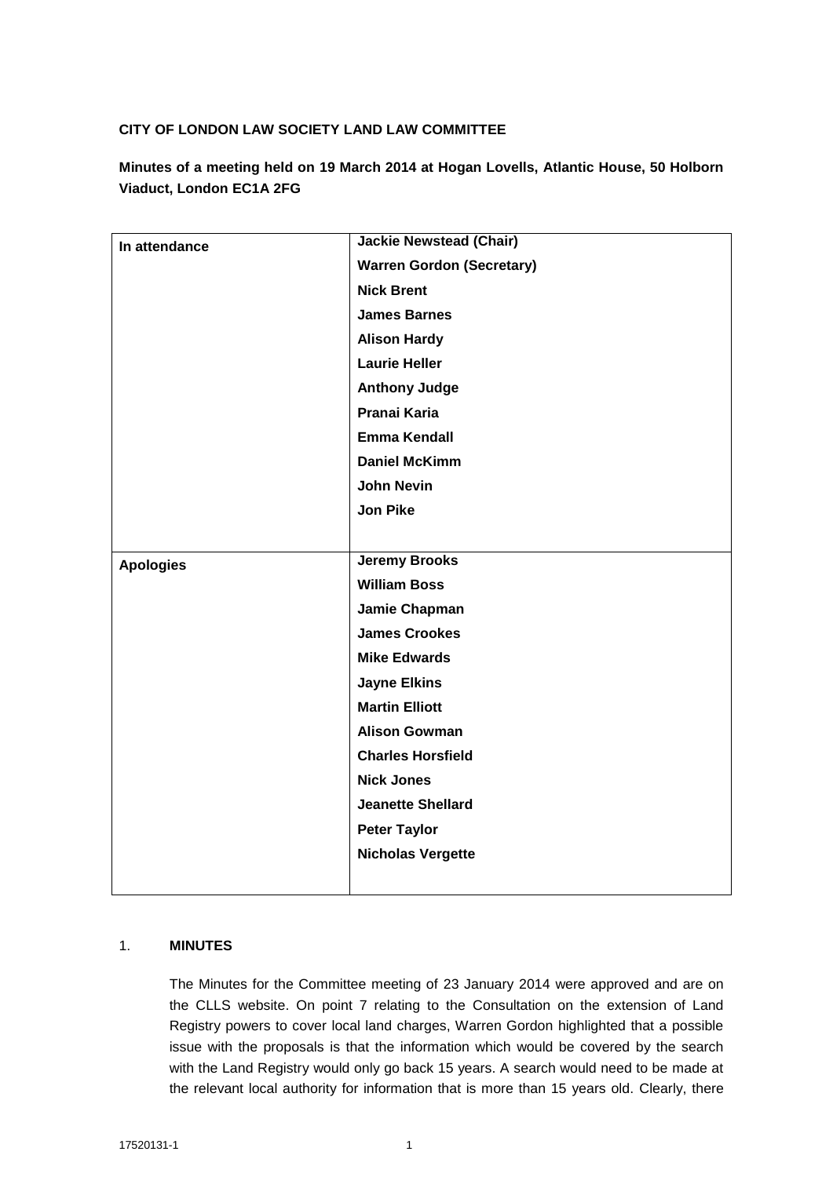**CITY OF LONDON LAW SOCIETY LAND LAW COMMITTEE**

**Minutes of a meeting held on 19 March 2014 at Hogan Lovells, Atlantic House, 50 Holborn Viaduct, London EC1A 2FG**

| | |
|---|---|
| **In attendance** | **Jackie Newstead (Chair)**<br>**Warren Gordon (Secretary)**<br>**Nick Brent**<br>**James Barnes**<br>**Alison Hardy**<br>**Laurie Heller**<br>**Anthony Judge**<br>**Pranai Karia**<br>**Emma Kendall**<br>**Daniel McKimm**<br>**John Nevin**<br>**Jon Pike** |
| **Apologies** | **Jeremy Brooks**<br>**William Boss**<br>**Jamie Chapman**<br>**James Crookes**<br>**Mike Edwards**<br>**Jayne Elkins**<br>**Martin Elliott**<br>**Alison Gowman**<br>**Charles Horsfield**<br>**Nick Jones**<br>**Jeanette Shellard**<br>**Peter Taylor**<br>**Nicholas Vergette** |

1. **MINUTES**

   The Minutes for the Committee meeting of 23 January 2014 were approved and are on the CLLS website. On point 7 relating to the Consultation on the extension of Land Registry powers to cover local land charges, Warren Gordon highlighted that a possible issue with the proposals is that the information which would be covered by the search with the Land Registry would only go back 15 years. A search would need to be made at the relevant local authority for information that is more than 15 years old. Clearly, there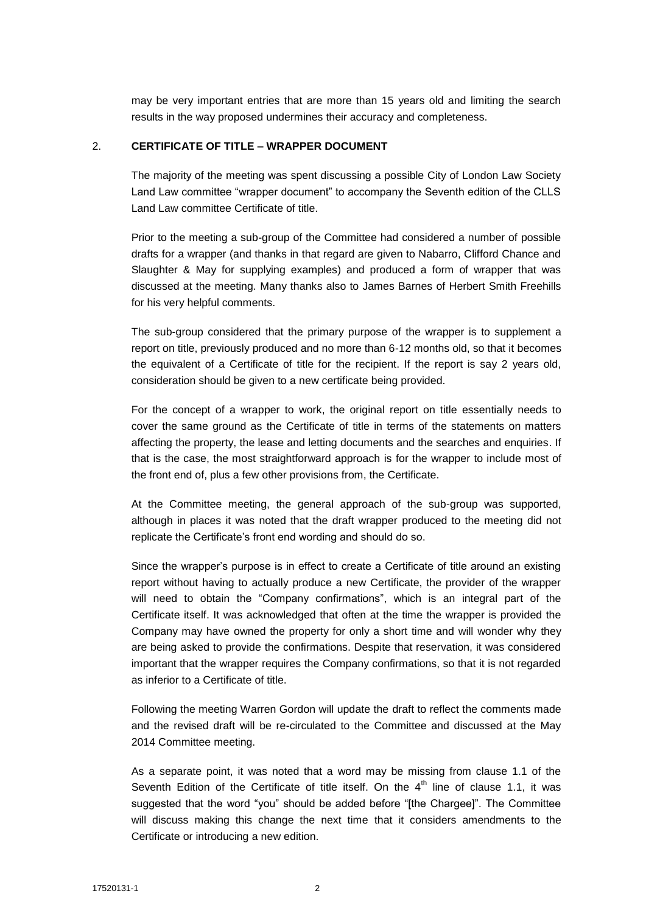may be very important entries that are more than 15 years old and limiting the search results in the way proposed undermines their accuracy and completeness.

## 2. CERTIFICATE OF TITLE – WRAPPER DOCUMENT

The majority of the meeting was spent discussing a possible City of London Law Society Land Law committee "wrapper document" to accompany the Seventh edition of the CLLS Land Law committee Certificate of title.

Prior to the meeting a sub-group of the Committee had considered a number of possible drafts for a wrapper (and thanks in that regard are given to Nabarro, Clifford Chance and Slaughter & May for supplying examples) and produced a form of wrapper that was discussed at the meeting. Many thanks also to James Barnes of Herbert Smith Freehills for his very helpful comments.

The sub-group considered that the primary purpose of the wrapper is to supplement a report on title, previously produced and no more than 6-12 months old, so that it becomes the equivalent of a Certificate of title for the recipient. If the report is say 2 years old, consideration should be given to a new certificate being provided.

For the concept of a wrapper to work, the original report on title essentially needs to cover the same ground as the Certificate of title in terms of the statements on matters affecting the property, the lease and letting documents and the searches and enquiries. If that is the case, the most straightforward approach is for the wrapper to include most of the front end of, plus a few other provisions from, the Certificate.

At the Committee meeting, the general approach of the sub-group was supported, although in places it was noted that the draft wrapper produced to the meeting did not replicate the Certificate's front end wording and should do so.

Since the wrapper's purpose is in effect to create a Certificate of title around an existing report without having to actually produce a new Certificate, the provider of the wrapper will need to obtain the "Company confirmations", which is an integral part of the Certificate itself. It was acknowledged that often at the time the wrapper is provided the Company may have owned the property for only a short time and will wonder why they are being asked to provide the confirmations. Despite that reservation, it was considered important that the wrapper requires the Company confirmations, so that it is not regarded as inferior to a Certificate of title.

Following the meeting Warren Gordon will update the draft to reflect the comments made and the revised draft will be re-circulated to the Committee and discussed at the May 2014 Committee meeting.

As a separate point, it was noted that a word may be missing from clause 1.1 of the Seventh Edition of the Certificate of title itself. On the 4th line of clause 1.1, it was suggested that the word "you" should be added before "[the Chargee]". The Committee will discuss making this change the next time that it considers amendments to the Certificate or introducing a new edition.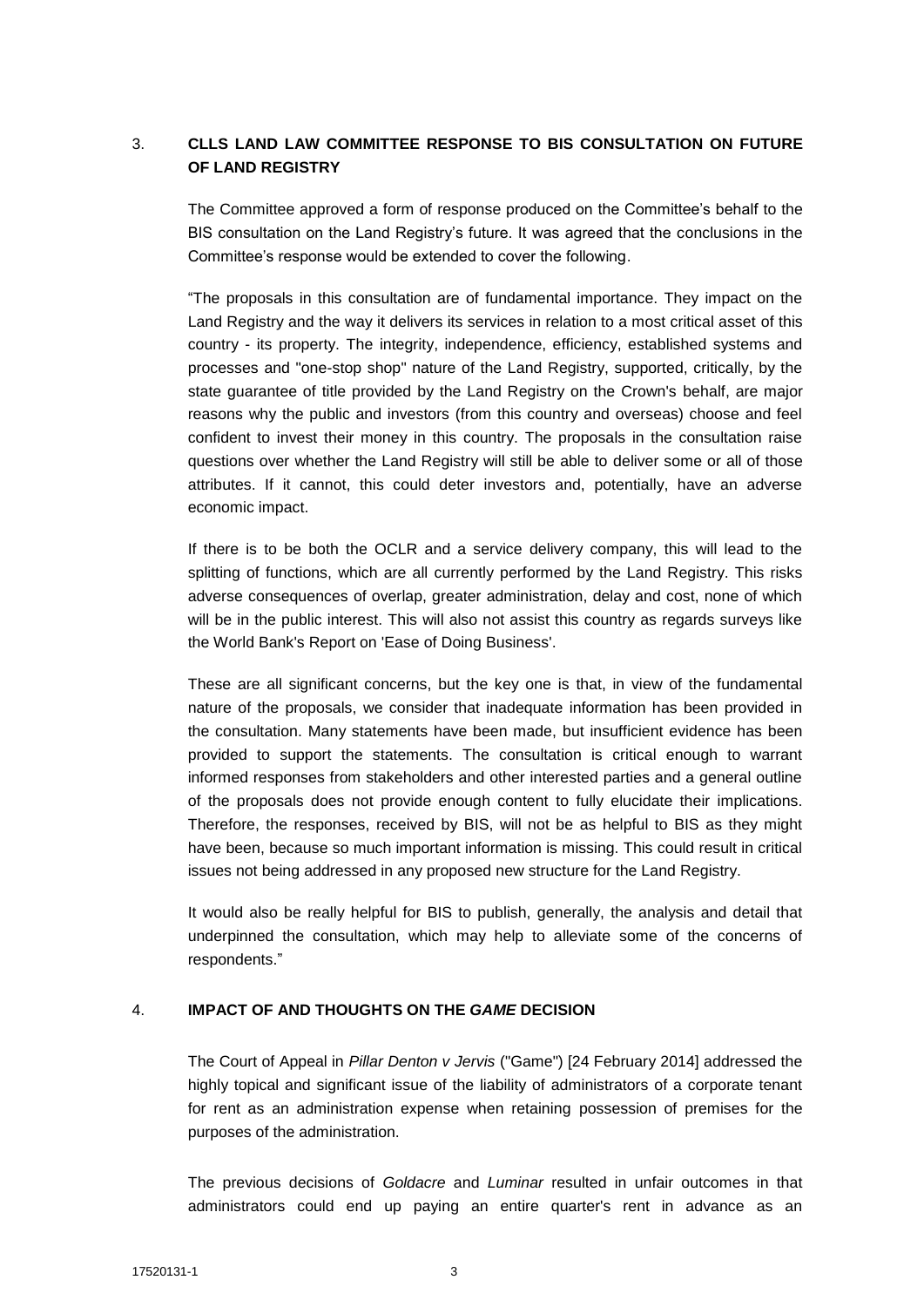## 3. CLLS LAND LAW COMMITTEE RESPONSE TO BIS CONSULTATION ON FUTURE OF LAND REGISTRY

The Committee approved a form of response produced on the Committee's behalf to the BIS consultation on the Land Registry's future. It was agreed that the conclusions in the Committee's response would be extended to cover the following.

"The proposals in this consultation are of fundamental importance. They impact on the Land Registry and the way it delivers its services in relation to a most critical asset of this country - its property. The integrity, independence, efficiency, established systems and processes and "one-stop shop" nature of the Land Registry, supported, critically, by the state guarantee of title provided by the Land Registry on the Crown's behalf, are major reasons why the public and investors (from this country and overseas) choose and feel confident to invest their money in this country. The proposals in the consultation raise questions over whether the Land Registry will still be able to deliver some or all of those attributes. If it cannot, this could deter investors and, potentially, have an adverse economic impact.

If there is to be both the OCLR and a service delivery company, this will lead to the splitting of functions, which are all currently performed by the Land Registry. This risks adverse consequences of overlap, greater administration, delay and cost, none of which will be in the public interest. This will also not assist this country as regards surveys like the World Bank's Report on 'Ease of Doing Business'.

These are all significant concerns, but the key one is that, in view of the fundamental nature of the proposals, we consider that inadequate information has been provided in the consultation. Many statements have been made, but insufficient evidence has been provided to support the statements. The consultation is critical enough to warrant informed responses from stakeholders and other interested parties and a general outline of the proposals does not provide enough content to fully elucidate their implications. Therefore, the responses, received by BIS, will not be as helpful to BIS as they might have been, because so much important information is missing. This could result in critical issues not being addressed in any proposed new structure for the Land Registry.

It would also be really helpful for BIS to publish, generally, the analysis and detail that underpinned the consultation, which may help to alleviate some of the concerns of respondents."

## 4. IMPACT OF AND THOUGHTS ON THE *GAME* DECISION

The Court of Appeal in *Pillar Denton v Jervis* ("Game") [24 February 2014] addressed the highly topical and significant issue of the liability of administrators of a corporate tenant for rent as an administration expense when retaining possession of premises for the purposes of the administration.

The previous decisions of *Goldacre* and *Luminar* resulted in unfair outcomes in that administrators could end up paying an entire quarter's rent in advance as an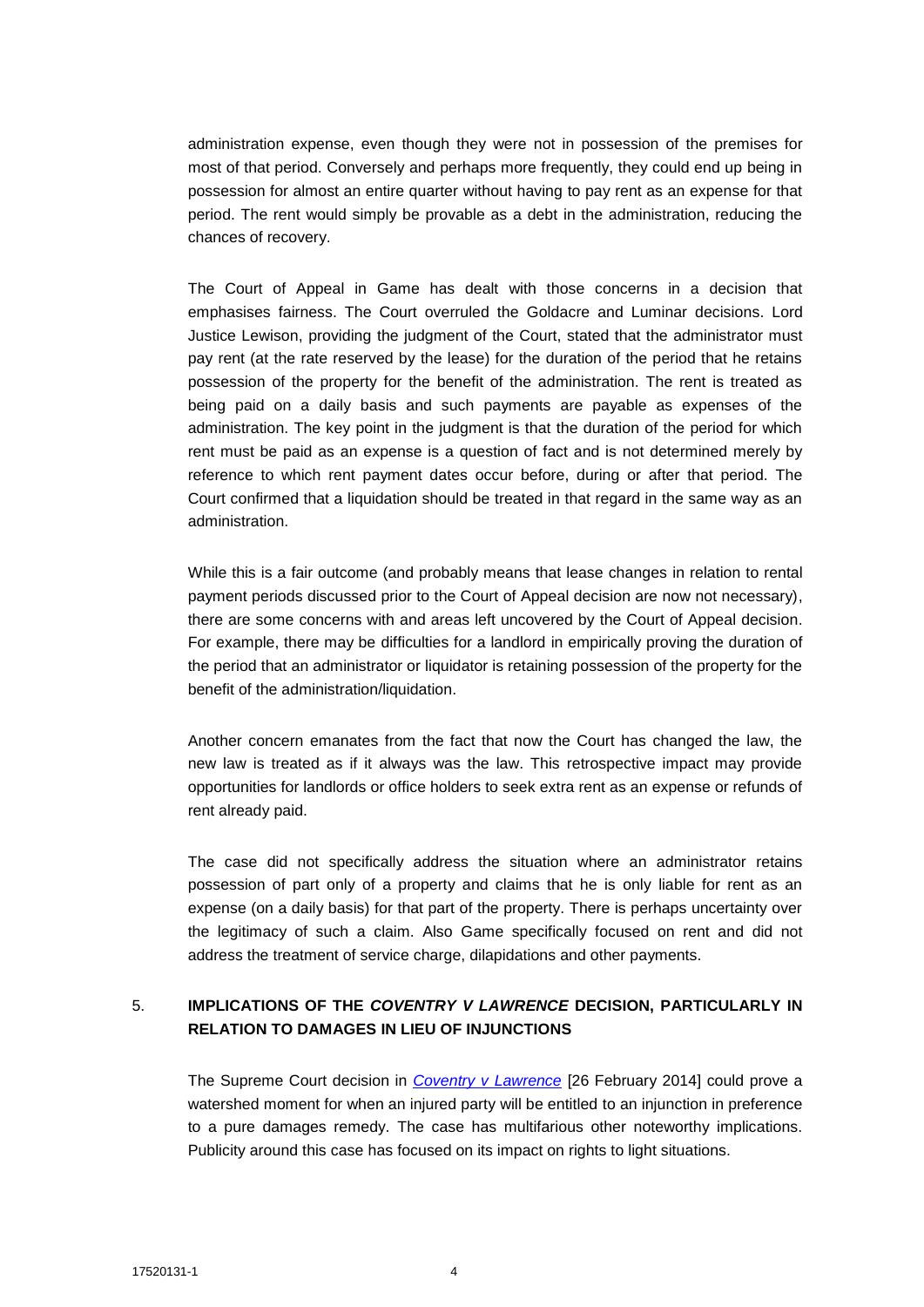administration expense, even though they were not in possession of the premises for most of that period. Conversely and perhaps more frequently, they could end up being in possession for almost an entire quarter without having to pay rent as an expense for that period. The rent would simply be provable as a debt in the administration, reducing the chances of recovery.

The Court of Appeal in Game has dealt with those concerns in a decision that emphasises fairness. The Court overruled the Goldacre and Luminar decisions. Lord Justice Lewison, providing the judgment of the Court, stated that the administrator must pay rent (at the rate reserved by the lease) for the duration of the period that he retains possession of the property for the benefit of the administration. The rent is treated as being paid on a daily basis and such payments are payable as expenses of the administration. The key point in the judgment is that the duration of the period for which rent must be paid as an expense is a question of fact and is not determined merely by reference to which rent payment dates occur before, during or after that period. The Court confirmed that a liquidation should be treated in that regard in the same way as an administration.

While this is a fair outcome (and probably means that lease changes in relation to rental payment periods discussed prior to the Court of Appeal decision are now not necessary), there are some concerns with and areas left uncovered by the Court of Appeal decision. For example, there may be difficulties for a landlord in empirically proving the duration of the period that an administrator or liquidator is retaining possession of the property for the benefit of the administration/liquidation.

Another concern emanates from the fact that now the Court has changed the law, the new law is treated as if it always was the law. This retrospective impact may provide opportunities for landlords or office holders to seek extra rent as an expense or refunds of rent already paid.

The case did not specifically address the situation where an administrator retains possession of part only of a property and claims that he is only liable for rent as an expense (on a daily basis) for that part of the property. There is perhaps uncertainty over the legitimacy of such a claim. Also Game specifically focused on rent and did not address the treatment of service charge, dilapidations and other payments.

## 5. IMPLICATIONS OF THE *COVENTRY V LAWRENCE* DECISION, PARTICULARLY IN RELATION TO DAMAGES IN LIEU OF INJUNCTIONS

The Supreme Court decision in *Coventry v Lawrence* [26 February 2014] could prove a watershed moment for when an injured party will be entitled to an injunction in preference to a pure damages remedy. The case has multifarious other noteworthy implications. Publicity around this case has focused on its impact on rights to light situations.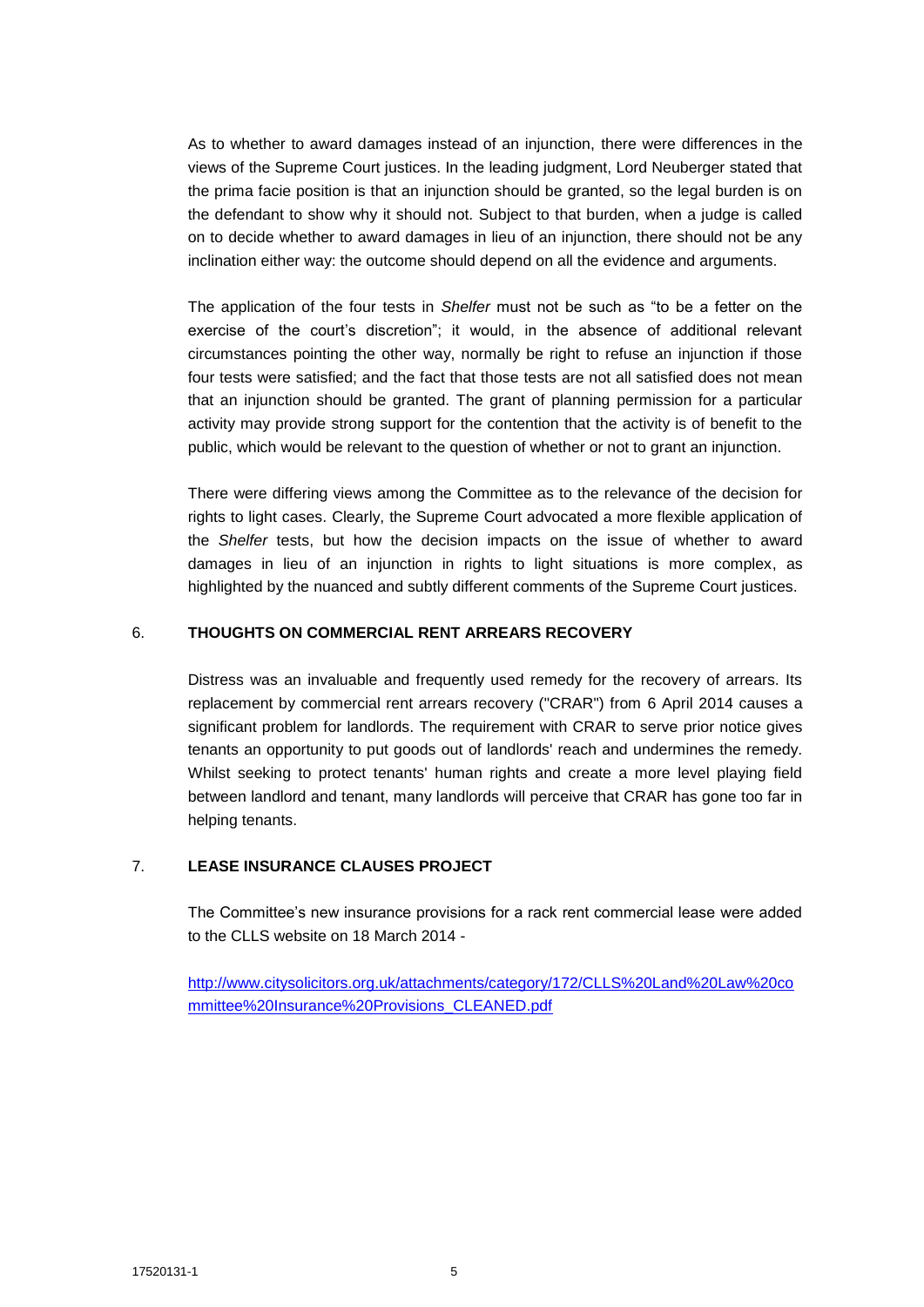As to whether to award damages instead of an injunction, there were differences in the views of the Supreme Court justices. In the leading judgment, Lord Neuberger stated that the prima facie position is that an injunction should be granted, so the legal burden is on the defendant to show why it should not. Subject to that burden, when a judge is called on to decide whether to award damages in lieu of an injunction, there should not be any inclination either way: the outcome should depend on all the evidence and arguments.

The application of the four tests in *Shelfer* must not be such as "to be a fetter on the exercise of the court's discretion"; it would, in the absence of additional relevant circumstances pointing the other way, normally be right to refuse an injunction if those four tests were satisfied; and the fact that those tests are not all satisfied does not mean that an injunction should be granted. The grant of planning permission for a particular activity may provide strong support for the contention that the activity is of benefit to the public, which would be relevant to the question of whether or not to grant an injunction.

There were differing views among the Committee as to the relevance of the decision for rights to light cases. Clearly, the Supreme Court advocated a more flexible application of the *Shelfer* tests, but how the decision impacts on the issue of whether to award damages in lieu of an injunction in rights to light situations is more complex, as highlighted by the nuanced and subtly different comments of the Supreme Court justices.

## 6. THOUGHTS ON COMMERCIAL RENT ARREARS RECOVERY

Distress was an invaluable and frequently used remedy for the recovery of arrears. Its replacement by commercial rent arrears recovery ("CRAR") from 6 April 2014 causes a significant problem for landlords. The requirement with CRAR to serve prior notice gives tenants an opportunity to put goods out of landlords' reach and undermines the remedy. Whilst seeking to protect tenants' human rights and create a more level playing field between landlord and tenant, many landlords will perceive that CRAR has gone too far in helping tenants.

## 7. LEASE INSURANCE CLAUSES PROJECT

The Committee's new insurance provisions for a rack rent commercial lease were added to the CLLS website on 18 March 2014 -

[http://www.citysolicitors.org.uk/attachments/category/172/CLLS%20Land%20Law%20committee%20Insurance%20Provisions_CLEANED.pdf](http://www.citysolicitors.org.uk/attachments/category/172/CLLS%20Land%20Law%20committee%20Insurance%20Provisions_CLEANED.pdf)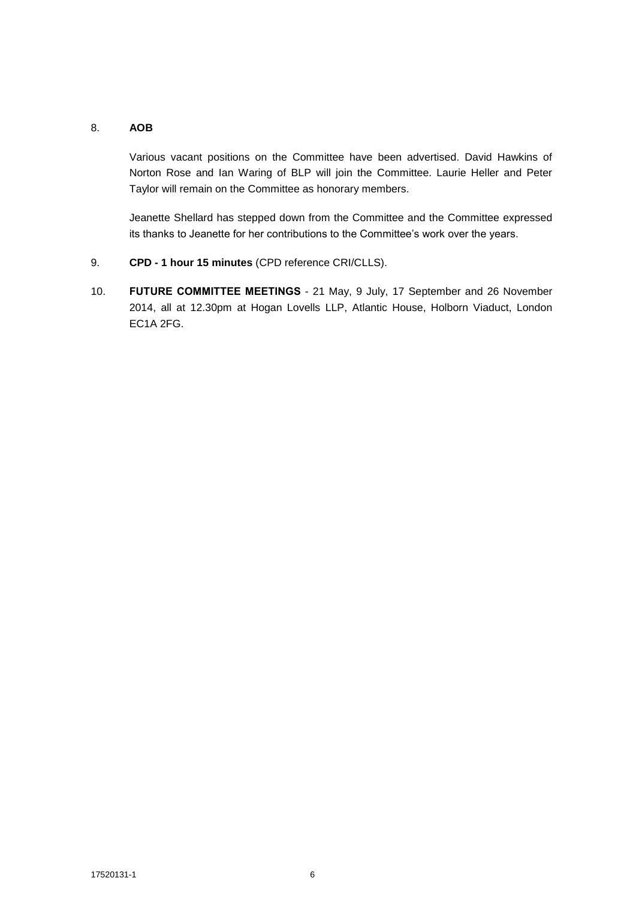8. **AOB**

Various vacant positions on the Committee have been advertised. David Hawkins of Norton Rose and Ian Waring of BLP will join the Committee. Laurie Heller and Peter Taylor will remain on the Committee as honorary members.

Jeanette Shellard has stepped down from the Committee and the Committee expressed its thanks to Jeanette for her contributions to the Committee's work over the years.

9. **CPD - 1 hour 15 minutes** (CPD reference CRI/CLLS).

10. **FUTURE COMMITTEE MEETINGS** - 21 May, 9 July, 17 September and 26 November 2014, all at 12.30pm at Hogan Lovells LLP, Atlantic House, Holborn Viaduct, London EC1A 2FG.

17520131-1